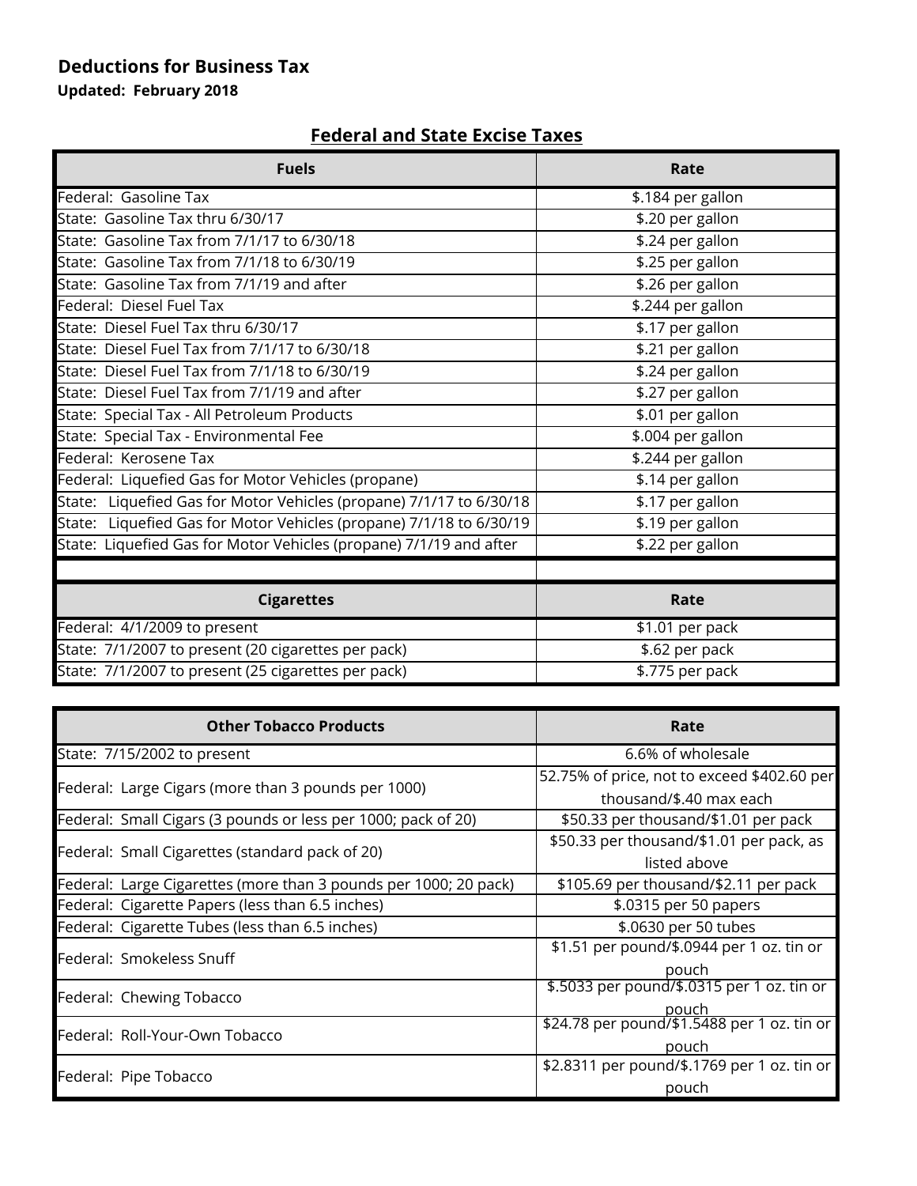**Deductions for Business Tax**

**Updated: February 2018**

## Federal and State Excise Taxes

| Fuels | Rate |
|---|---|
| Federal: Gasoline Tax | $.184 per gallon |
| State: Gasoline Tax thru 6/30/17 | $.20 per gallon |
| State: Gasoline Tax from 7/1/17 to 6/30/18 | $.24 per gallon |
| State: Gasoline Tax from 7/1/18 to 6/30/19 | $.25 per gallon |
| State: Gasoline Tax from 7/1/19 and after | $.26 per gallon |
| Federal: Diesel Fuel Tax | $.244 per gallon |
| State: Diesel Fuel Tax thru 6/30/17 | $.17 per gallon |
| State: Diesel Fuel Tax from 7/1/17 to 6/30/18 | $.21 per gallon |
| State: Diesel Fuel Tax from 7/1/18 to 6/30/19 | $.24 per gallon |
| State: Diesel Fuel Tax from 7/1/19 and after | $.27 per gallon |
| State: Special Tax - All Petroleum Products | $.01 per gallon |
| State: Special Tax - Environmental Fee | $.004 per gallon |
| Federal: Kerosene Tax | $.244 per gallon |
| Federal: Liquefied Gas for Motor Vehicles (propane) | $.14 per gallon |
| State: Liquefied Gas for Motor Vehicles (propane) 7/1/17 to 6/30/18 | $.17 per gallon |
| State: Liquefied Gas for Motor Vehicles (propane) 7/1/18 to 6/30/19 | $.19 per gallon |
| State: Liquefied Gas for Motor Vehicles (propane) 7/1/19 and after | $.22 per gallon |

| Cigarettes | Rate |
|---|---|
| Federal: 4/1/2009 to present | $1.01 per pack |
| State: 7/1/2007 to present (20 cigarettes per pack) | $.62 per pack |
| State: 7/1/2007 to present (25 cigarettes per pack) | $.775 per pack |

| Other Tobacco Products | Rate |
|---|---|
| State: 7/15/2002 to present | 6.6% of wholesale |
| Federal: Large Cigars (more than 3 pounds per 1000) | 52.75% of price, not to exceed $402.60 per thousand/$.40 max each |
| Federal: Small Cigars (3 pounds or less per 1000; pack of 20) | $50.33 per thousand/$1.01 per pack |
| Federal: Small Cigarettes (standard pack of 20) | $50.33 per thousand/$1.01 per pack, as listed above |
| Federal: Large Cigarettes (more than 3 pounds per 1000; 20 pack) | $105.69 per thousand/$2.11 per pack |
| Federal: Cigarette Papers (less than 6.5 inches) | $.0315 per 50 papers |
| Federal: Cigarette Tubes (less than 6.5 inches) | $.0630 per 50 tubes |
| Federal: Smokeless Snuff | $1.51 per pound/$.0944 per 1 oz. tin or pouch |
| Federal: Chewing Tobacco | $.5033 per pound/$.0315 per 1 oz. tin or pouch |
| Federal: Roll-Your-Own Tobacco | $24.78 per pound/$1.5488 per 1 oz. tin or pouch |
| Federal: Pipe Tobacco | $2.8311 per pound/$.1769 per 1 oz. tin or pouch |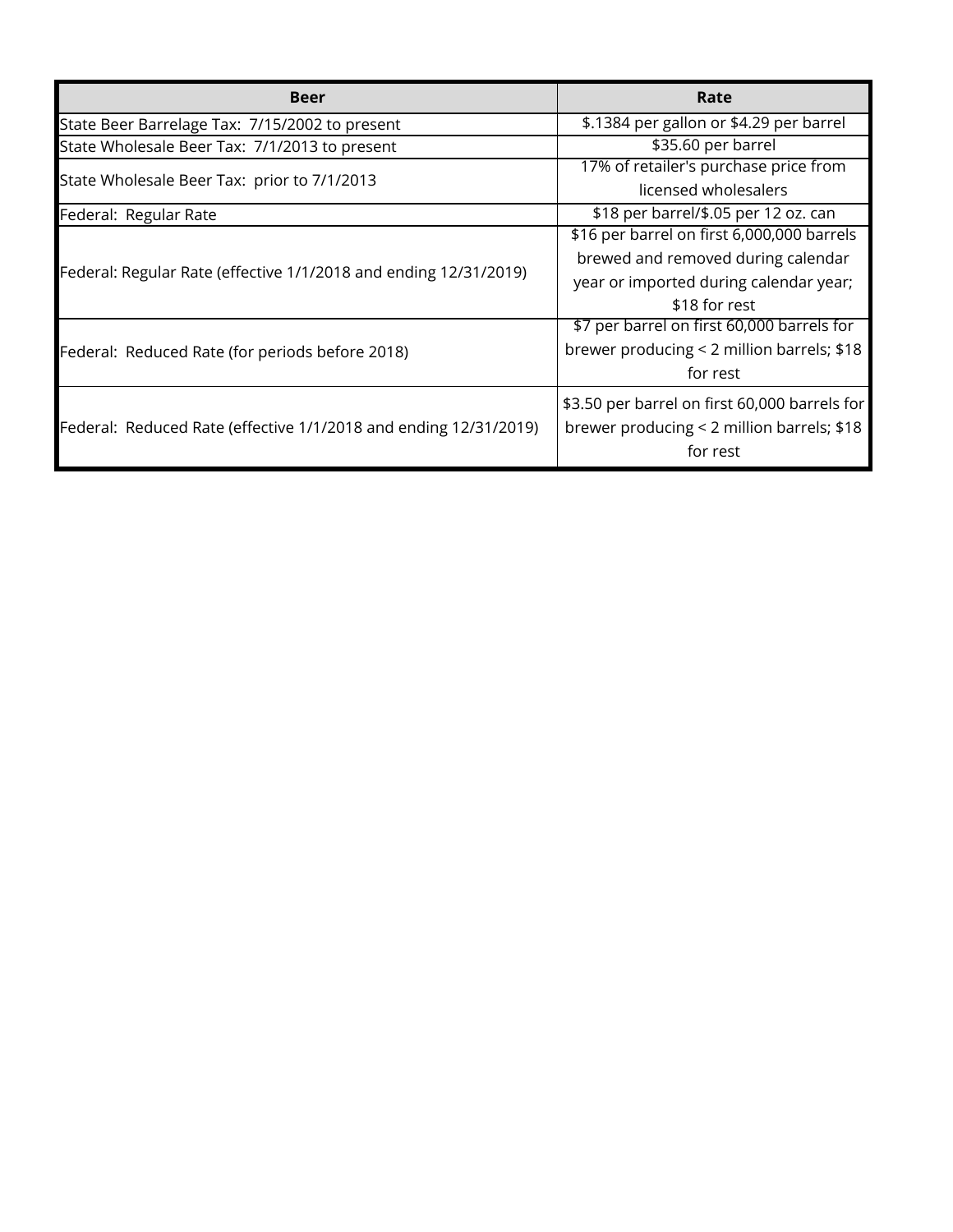| Beer | Rate |
|---|---|
| State Beer Barrelage Tax: 7/15/2002 to present | $.1384 per gallon or $4.29 per barrel |
| State Wholesale Beer Tax: 7/1/2013 to present | $35.60 per barrel |
| State Wholesale Beer Tax: prior to 7/1/2013 | 17% of retailer's purchase price from licensed wholesalers |
| Federal: Regular Rate | $18 per barrel/$.05 per 12 oz. can |
| Federal: Regular Rate (effective 1/1/2018 and ending 12/31/2019) | $16 per barrel on first 6,000,000 barrels brewed and removed during calendar year or imported during calendar year; $18 for rest |
| Federal: Reduced Rate (for periods before 2018) | $7 per barrel on first 60,000 barrels for brewer producing < 2 million barrels; $18 for rest |
| Federal: Reduced Rate (effective 1/1/2018 and ending 12/31/2019) | $3.50 per barrel on first 60,000 barrels for brewer producing < 2 million barrels; $18 for rest |